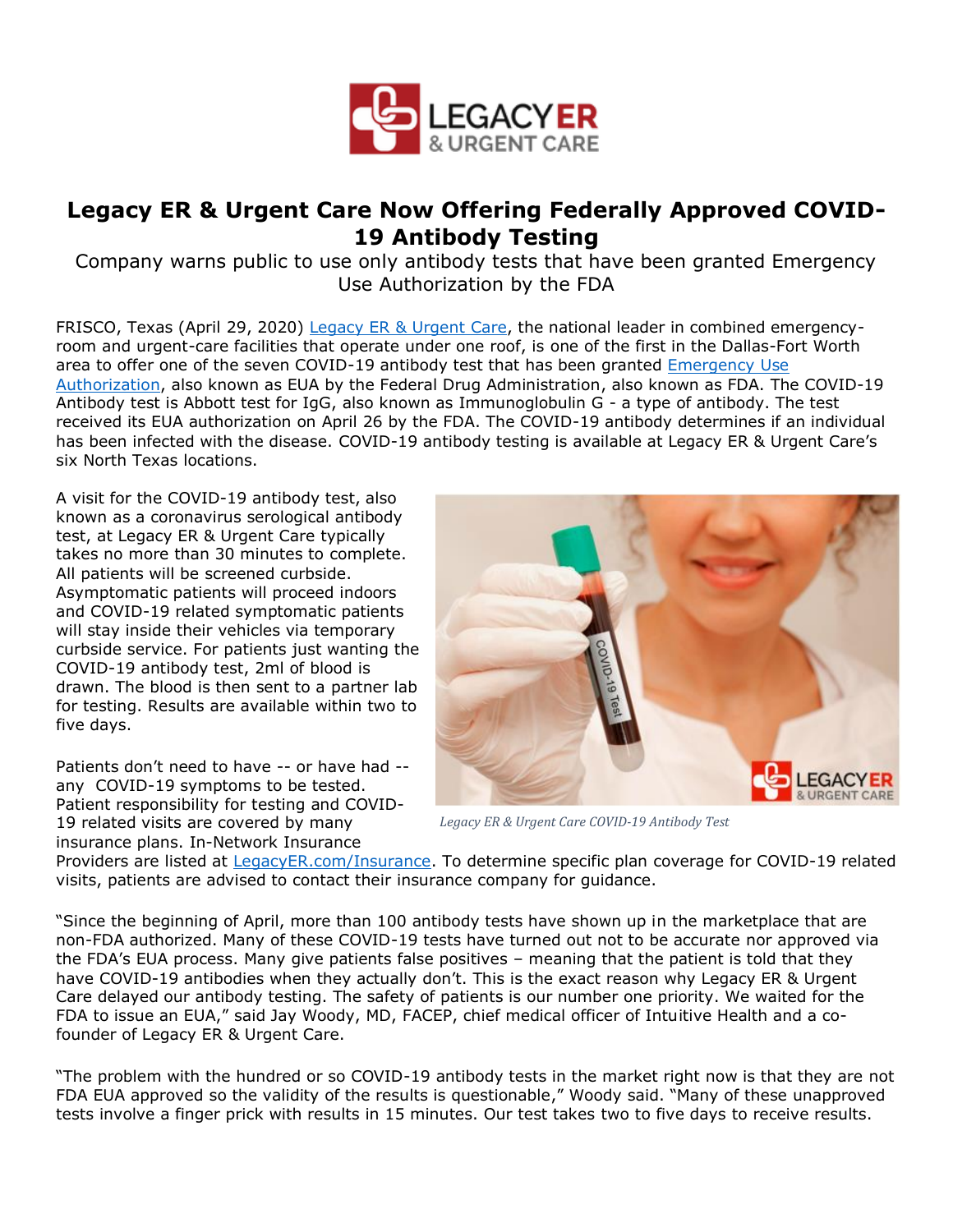# Legacy ER & Urgent Care Now Offering Federally Approved COVID-19 Antibody Testing

Company warns public to use only antibody tests that have been granted Emergency Use Authorization by the FDA

FRISCO, Texas (April 29, 2020) [Legacy ER & Urgent Care](), the national leader in combined emergency-room and urgent-care facilities that operate under one roof, is one of the first in the Dallas-Fort Worth area to offer one of the seven COVID-19 antibody test that has been granted [Emergency Use Authorization](), also known as EUA by the Federal Drug Administration, also known as FDA. The COVID-19 Antibody test is Abbott test for IgG, also known as Immunoglobulin G - a type of antibody. The test received its EUA authorization on April 26 by the FDA. The COVID-19 antibody determines if an individual has been infected with the disease. COVID-19 antibody testing is available at Legacy ER & Urgent Care's six North Texas locations.

A visit for the COVID-19 antibody test, also known as a coronavirus serological antibody test, at Legacy ER & Urgent Care typically takes no more than 30 minutes to complete. All patients will be screened curbside. Asymptomatic patients will proceed indoors and COVID-19 related symptomatic patients will stay inside their vehicles via temporary curbside service. For patients just wanting the COVID-19 antibody test, 2ml of blood is drawn. The blood is then sent to a partner lab for testing. Results are available within two to five days.

*Legacy ER & Urgent Care COVID-19 Antibody Test*

Patients don't need to have -- or have had -- any COVID-19 symptoms to be tested. Patient responsibility for testing and COVID-19 related visits are covered by many insurance plans. In-Network Insurance Providers are listed at [LegacyER.com/Insurance](). To determine specific plan coverage for COVID-19 related visits, patients are advised to contact their insurance company for guidance.

"Since the beginning of April, more than 100 antibody tests have shown up in the marketplace that are non-FDA authorized. Many of these COVID-19 tests have turned out not to be accurate nor approved via the FDA's EUA process. Many give patients false positives – meaning that the patient is told that they have COVID-19 antibodies when they actually don't. This is the exact reason why Legacy ER & Urgent Care delayed our antibody testing. The safety of patients is our number one priority. We waited for the FDA to issue an EUA," said Jay Woody, MD, FACEP, chief medical officer of Intuitive Health and a co-founder of Legacy ER & Urgent Care.

"The problem with the hundred or so COVID-19 antibody tests in the market right now is that they are not FDA EUA approved so the validity of the results is questionable," Woody said. "Many of these unapproved tests involve a finger prick with results in 15 minutes. Our test takes two to five days to receive results.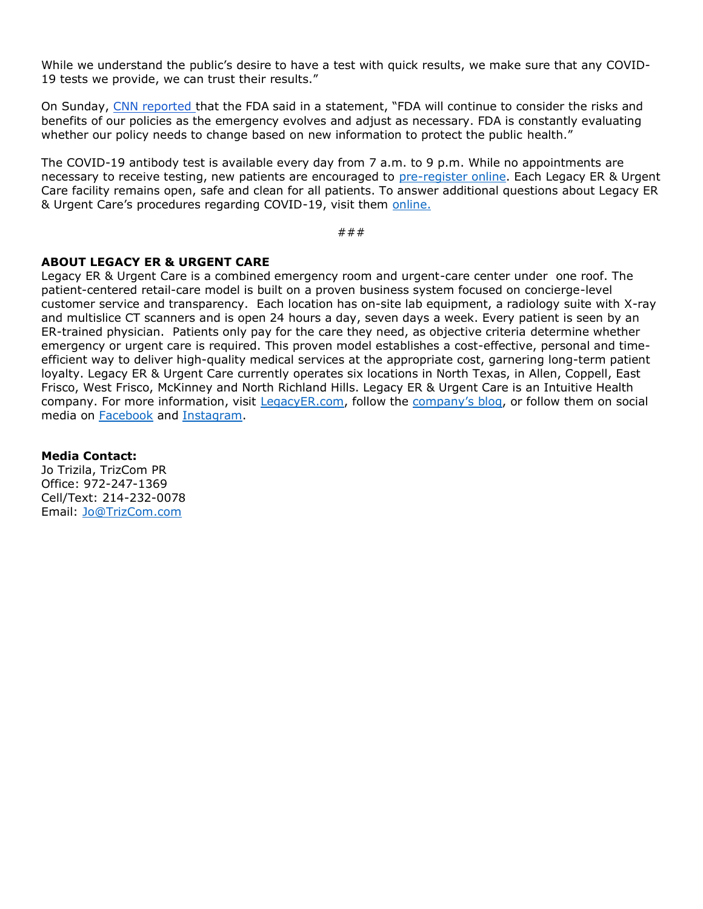While we understand the public's desire to have a test with quick results, we make sure that any COVID-19 tests we provide, we can trust their results."

On Sunday, CNN reported that the FDA said in a statement, "FDA will continue to consider the risks and benefits of our policies as the emergency evolves and adjust as necessary. FDA is constantly evaluating whether our policy needs to change based on new information to protect the public health."

The COVID-19 antibody test is available every day from 7 a.m. to 9 p.m. While no appointments are necessary to receive testing, new patients are encouraged to pre-register online. Each Legacy ER & Urgent Care facility remains open, safe and clean for all patients. To answer additional questions about Legacy ER & Urgent Care's procedures regarding COVID-19, visit them online.

###

**ABOUT LEGACY ER & URGENT CARE**

Legacy ER & Urgent Care is a combined emergency room and urgent-care center under one roof. The patient-centered retail-care model is built on a proven business system focused on concierge-level customer service and transparency. Each location has on-site lab equipment, a radiology suite with X-ray and multislice CT scanners and is open 24 hours a day, seven days a week. Every patient is seen by an ER-trained physician. Patients only pay for the care they need, as objective criteria determine whether emergency or urgent care is required. This proven model establishes a cost-effective, personal and time-efficient way to deliver high-quality medical services at the appropriate cost, garnering long-term patient loyalty. Legacy ER & Urgent Care currently operates six locations in North Texas, in Allen, Coppell, East Frisco, West Frisco, McKinney and North Richland Hills. Legacy ER & Urgent Care is an Intuitive Health company. For more information, visit LegacyER.com, follow the company's blog, or follow them on social media on Facebook and Instagram.

**Media Contact:**
Jo Trizila, TrizCom PR
Office: 972-247-1369
Cell/Text: 214-232-0078
Email: Jo@TrizCom.com